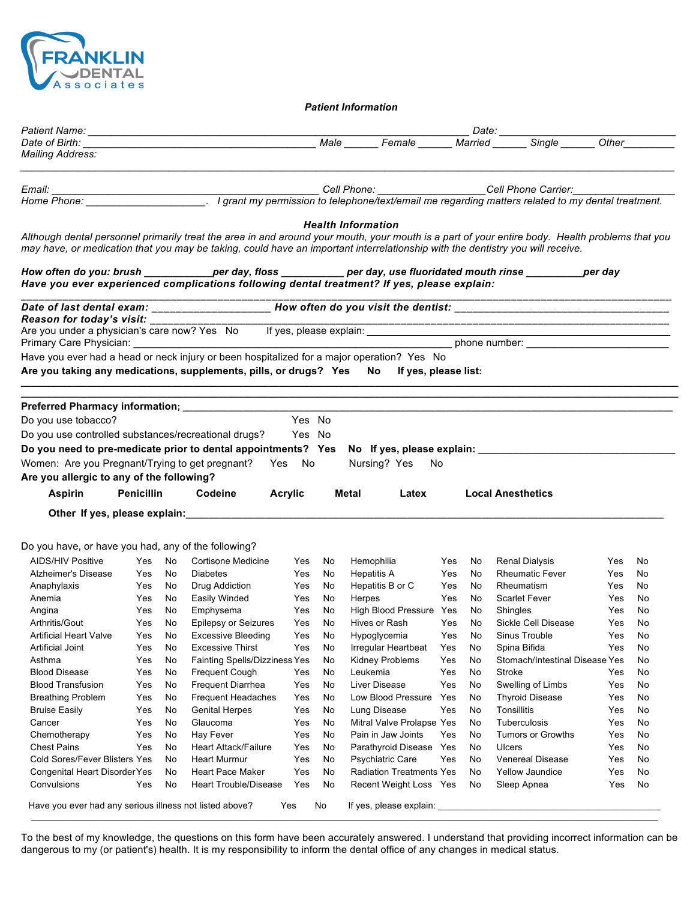FRANKLIN DENTAL Associates

### *Patient Information*

*Patient Name:* ______________________________________________________________ *Date:* ____________________________

*Date of Birth:* ______________________________________ *Male* ______ *Female* ______ *Married* ______ *Single* ______ *Other*_________

*Mailing Address:*

______________________________________________________________________________________________________________

*Email:* ____________________________________________ *Cell Phone:* __________________ *Cell Phone Carrier:*__________________

*Home Phone:* ____________________. *I grant my permission to telephone/text/email me regarding matters related to my dental treatment.*

### *Health Information*

*Although dental personnel primarily treat the area in and around your mouth, your mouth is a part of your entire body. Health problems that you may have, or medication that you may be taking, could have an important interrelationship with the dentistry you will receive.*

***How often do you: brush ____________per day, floss ___________ per day, use fluoridated mouth rinse __________per day***

***Have you ever experienced complications following dental treatment? If yes, please explain:***

______________________________________________________________________________________________________________

***Date of last dental exam:*** ____________________ ***How often do you visit the dentist:*** ______________________________________

***Reason for today's visit:*** _____________________________________________________________________________________

Are you under a physician's care now? Yes No If yes, please explain: _____________________________________________________

Primary Care Physician: ____________________________________________________ phone number: _________________________

Have you ever had a head or neck injury or been hospitalized for a major operation? Yes No

**Are you taking any medications, supplements, pills, or drugs? Yes No If yes, please list:**

______________________________________________________________________________________________________________

______________________________________________________________________________________________________________

**Preferred Pharmacy information;** _________________________________________________________________________________

Do you use tobacco? Yes No

Do you use controlled substances/recreational drugs? Yes No

**Do you need to pre-medicate prior to dental appointments? Yes No If yes, please explain:** ___________________________________

Women: Are you Pregnant/Trying to get pregnant? Yes No Nursing? Yes No

**Are you allergic to any of the following?**

**Aspirin Penicillin Codeine Acrylic Metal Latex Local Anesthetics**

**Other If yes, please explain:**_________________________________________________________________________________

Do you have, or have you had, any of the following?

| Condition | | | Condition | | | Condition | | | Condition | | |
|---|---|---|---|---|---|---|---|---|---|---|---|
| AIDS/HIV Positive | Yes | No | Cortisone Medicine | Yes | No | Hemophilia | Yes | No | Renal Dialysis | Yes | No |
| Alzheimer's Disease | Yes | No | Diabetes | Yes | No | Hepatitis A | Yes | No | Rheumatic Fever | Yes | No |
| Anaphylaxis | Yes | No | Drug Addiction | Yes | No | Hepatitis B or C | Yes | No | Rheumatism | Yes | No |
| Anemia | Yes | No | Easily Winded | Yes | No | Herpes | Yes | No | Scarlet Fever | Yes | No |
| Angina | Yes | No | Emphysema | Yes | No | High Blood Pressure | Yes | No | Shingles | Yes | No |
| Arthritis/Gout | Yes | No | Epilepsy or Seizures | Yes | No | Hives or Rash | Yes | No | Sickle Cell Disease | Yes | No |
| Artificial Heart Valve | Yes | No | Excessive Bleeding | Yes | No | Hypoglycemia | Yes | No | Sinus Trouble | Yes | No |
| Artificial Joint | Yes | No | Excessive Thirst | Yes | No | Irregular Heartbeat | Yes | No | Spina Bifida | Yes | No |
| Asthma | Yes | No | Fainting Spells/Dizziness | Yes | No | Kidney Problems | Yes | No | Stomach/Intestinal Disease | Yes | No |
| Blood Disease | Yes | No | Frequent Cough | Yes | No | Leukemia | Yes | No | Stroke | Yes | No |
| Blood Transfusion | Yes | No | Frequent Diarrhea | Yes | No | Liver Disease | Yes | No | Swelling of Limbs | Yes | No |
| Breathing Problem | Yes | No | Frequent Headaches | Yes | No | Low Blood Pressure | Yes | No | Thyroid Disease | Yes | No |
| Bruise Easily | Yes | No | Genital Herpes | Yes | No | Lung Disease | Yes | No | Tonsillitis | Yes | No |
| Cancer | Yes | No | Glaucoma | Yes | No | Mitral Valve Prolapse | Yes | No | Tuberculosis | Yes | No |
| Chemotherapy | Yes | No | Hay Fever | Yes | No | Pain in Jaw Joints | Yes | No | Tumors or Growths | Yes | No |
| Chest Pains | Yes | No | Heart Attack/Failure | Yes | No | Parathyroid Disease | Yes | No | Ulcers | Yes | No |
| Cold Sores/Fever Blisters | Yes | No | Heart Murmur | Yes | No | Psychiatric Care | Yes | No | Venereal Disease | Yes | No |
| Congenital Heart Disorder | Yes | No | Heart Pace Maker | Yes | No | Radiation Treatments | Yes | No | Yellow Jaundice | Yes | No |
| Convulsions | Yes | No | Heart Trouble/Disease | Yes | No | Recent Weight Loss | Yes | No | Sleep Apnea | Yes | No |

Have you ever had any serious illness not listed above? Yes No If yes, please explain: _______________________________________

______________________________________________________________________________________________________________

To the best of my knowledge, the questions on this form have been accurately answered. I understand that providing incorrect information can be dangerous to my (or patient's) health. It is my responsibility to inform the dental office of any changes in medical status.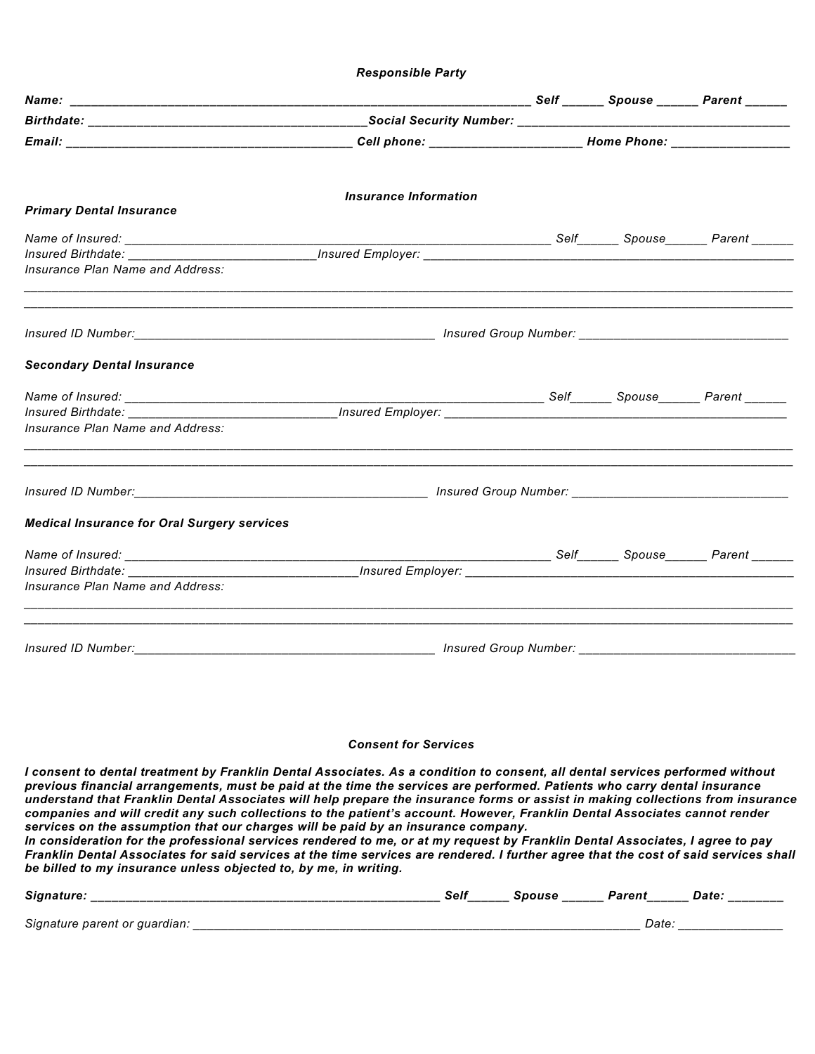***Responsible Party***

***Name:*** ____________________________________________________________________ ***Self*** ______ ***Spouse*** ______ ***Parent*** ______

***Birthdate:*** ________________________________________***Social Security Number:*** ________________________________________

***Email:*** __________________________________________ ***Cell phone:*** ______________________ ***Home Phone:*** _________________

***Insurance Information***

***Primary Dental Insurance***

*Name of Insured:* ______________________________________________________________ *Self*______ *Spouse*______ *Parent* ______

*Insured Birthdate:* ___________________________*Insured Employer:* ______________________________________________________

*Insurance Plan Name and Address:*

______________________________________________________________________________________________________________

______________________________________________________________________________________________________________

*Insured ID Number:*_____________________________________________ *Insured Group Number:* ______________________________

***Secondary Dental Insurance***

*Name of Insured:* _____________________________________________________________ *Self*______ *Spouse*______ *Parent* ______

*Insured Birthdate:* ______________________________*Insured Employer:* ___________________________________________________

*Insurance Plan Name and Address:*

______________________________________________________________________________________________________________

______________________________________________________________________________________________________________

*Insured ID Number:*____________________________________________ *Insured Group Number:* _______________________________

***Medical Insurance for Oral Surgery services***

*Name of Insured:* ______________________________________________________________ *Self*______ *Spouse*______ *Parent* ______

*Insured Birthdate:* _________________________________*Insured Employer:* _________________________________________________

*Insurance Plan Name and Address:*

______________________________________________________________________________________________________________

______________________________________________________________________________________________________________

*Insured ID Number:*_____________________________________________ *Insured Group Number:* ________________________________

***Consent for Services***

***I consent to dental treatment by Franklin Dental Associates. As a condition to consent, all dental services performed without previous financial arrangements, must be paid at the time the services are performed. Patients who carry dental insurance understand that Franklin Dental Associates will help prepare the insurance forms or assist in making collections from insurance companies and will credit any such collections to the patient's account. However, Franklin Dental Associates cannot render services on the assumption that our charges will be paid by an insurance company.***
***In consideration for the professional services rendered to me, or at my request by Franklin Dental Associates, I agree to pay Franklin Dental Associates for said services at the time services are rendered. I further agree that the cost of said services shall be billed to my insurance unless objected to, by me, in writing.***

***Signature:*** ____________________________________________________ ***Self***______ ***Spouse*** ______ ***Parent***______ ***Date:*** ________

*Signature parent or guardian:* _________________________________________________________________ *Date:* _______________